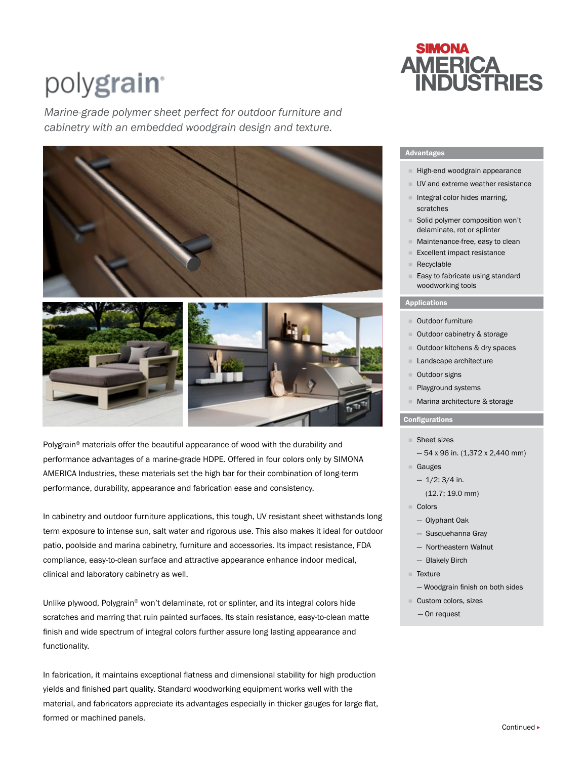# polygrain®

SIMONA AMERICA INDUSTRIES

*Marine-grade polymer sheet perfect for outdoor furniture and cabinetry with an embedded woodgrain design and texture.*

Polygrain® materials offer the beautiful appearance of wood with the durability and performance advantages of a marine-grade HDPE. Offered in four colors only by SIMONA AMERICA Industries, these materials set the high bar for their combination of long-term performance, durability, appearance and fabrication ease and consistency.

In cabinetry and outdoor furniture applications, this tough, UV resistant sheet withstands long term exposure to intense sun, salt water and rigorous use. This also makes it ideal for outdoor patio, poolside and marina cabinetry, furniture and accessories. Its impact resistance, FDA compliance, easy-to-clean surface and attractive appearance enhance indoor medical, clinical and laboratory cabinetry as well.

Unlike plywood, Polygrain® won't delaminate, rot or splinter, and its integral colors hide scratches and marring that ruin painted surfaces. Its stain resistance, easy-to-clean matte finish and wide spectrum of integral colors further assure long lasting appearance and functionality.

In fabrication, it maintains exceptional flatness and dimensional stability for high production yields and finished part quality. Standard woodworking equipment works well with the material, and fabricators appreciate its advantages especially in thicker gauges for large flat, formed or machined panels.

## Advantages

- High-end woodgrain appearance
- UV and extreme weather resistance
- Integral color hides marring, scratches
- Solid polymer composition won't delaminate, rot or splinter
- Maintenance-free, easy to clean
- Excellent impact resistance
- Recyclable
- Easy to fabricate using standard woodworking tools

## Applications

- Outdoor furniture
- Outdoor cabinetry & storage
- Outdoor kitchens & dry spaces
- Landscape architecture
- Outdoor signs
- Playground systems
- Marina architecture & storage

## Configurations

- Sheet sizes
  - 54 x 96 in. (1,372 x 2,440 mm)
- Gauges
  - 1/2; 3/4 in. (12.7; 19.0 mm)
- Colors
  - Olyphant Oak
  - Susquehanna Gray
  - Northeastern Walnut
  - Blakely Birch
- Texture
  - Woodgrain finish on both sides
- Custom colors, sizes
  - On request

Continued ▸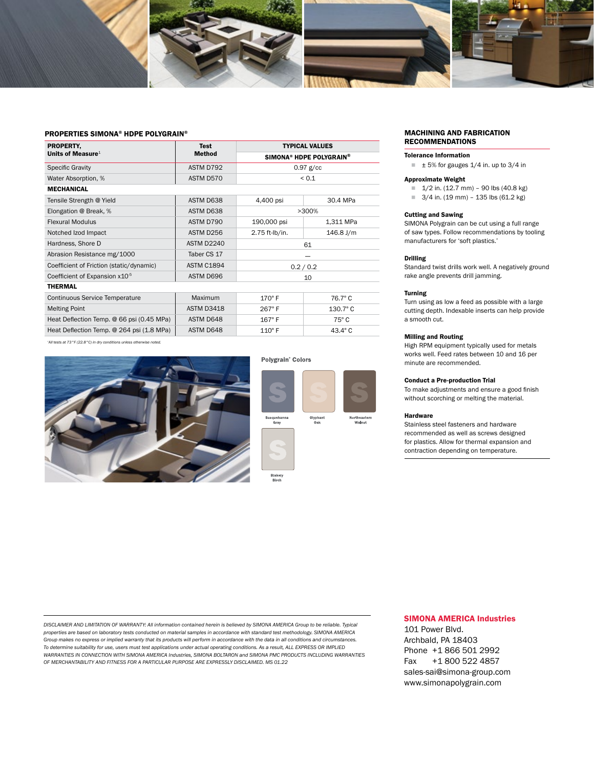## PROPERTIES SIMONA® HDPE POLYGRAIN®

| PROPERTY, Units of Measure[1] | Test Method | TYPICAL VALUES SIMONA® HDPE POLYGRAIN® | |
|---|---|---|---|
| Specific Gravity | ASTM D792 | 0.97 g/cc | |
| Water Absorption, % | ASTM D570 | < 0.1 | |
| **MECHANICAL** | | | |
| Tensile Strength @ Yield | ASTM D638 | 4,400 psi | 30.4 MPa |
| Elongation @ Break, % | ASTM D638 | >300% | |
| Flexural Modulus | ASTM D790 | 190,000 psi | 1,311 MPa |
| Notched Izod Impact | ASTM D256 | 2.75 ft-lb/in. | 146.8 J/m |
| Hardness, Shore D | ASTM D2240 | 61 | |
| Abrasion Resistance mg/1000 | Taber CS 17 | — | |
| Coefficient of Friction (static/dynamic) | ASTM C1894 | 0.2 / 0.2 | |
| Coefficient of Expansion x$10^{-5}$ | ASTM D696 | 10 | |
| **THERMAL** | | | |
| Continuous Service Temperature | Maximum | 170° F | 76.7° C |
| Melting Point | ASTM D3418 | 267° F | 130.7° C |
| Heat Deflection Temp. @ 66 psi (0.45 MPa) | ASTM D648 | 167° F | 75° C |
| Heat Deflection Temp. @ 264 psi (1.8 MPa) | ASTM D648 | 110° F | 43.4° C |

*[1]All tests at 73°F (22.8°C) in dry conditions unless otherwise noted.*

**Polygrain® Colors**

Susquehanna Gray

Olyphant Oak

Northeastern Walnut

Blakely Birch

## MACHINING AND FABRICATION RECOMMENDATIONS

**Tolerance Information**

- ± 5% for gauges 1/4 in. up to 3/4 in

**Approximate Weight**

- 1/2 in. (12.7 mm) – 90 lbs (40.8 kg)
- 3/4 in. (19 mm) – 135 lbs (61.2 kg)

**Cutting and Sawing**

SIMONA Polygrain can be cut using a full range of saw types. Follow recommendations by tooling manufacturers for 'soft plastics.'

**Drilling**

Standard twist drills work well. A negatively ground rake angle prevents drill jamming.

**Turning**

Turn using as low a feed as possible with a large cutting depth. Indexable inserts can help provide a smooth cut.

**Milling and Routing**

High RPM equipment typically used for metals works well. Feed rates between 10 and 16 per minute are recommended.

**Conduct a Pre-production Trial**

To make adjustments and ensure a good finish without scorching or melting the material.

**Hardware**

Stainless steel fasteners and hardware recommended as well as screws designed for plastics. Allow for thermal expansion and contraction depending on temperature.

*DISCLAIMER AND LIMITATION OF WARRANTY: All information contained herein is believed by SIMONA AMERICA Group to be reliable. Typical properties are based on laboratory tests conducted on material samples in accordance with standard test methodology. SIMONA AMERICA Group makes no express or implied warranty that its products will perform in accordance with the data in all conditions and circumstances. To determine suitability for use, users must test applications under actual operating conditions. As a result, ALL EXPRESS OR IMPLIED WARRANTIES IN CONNECTION WITH SIMONA AMERICA Industries, SIMONA BOLTARON and SIMONA PMC PRODUCTS INCLUDING WARRANTIES OF MERCHANTABILITY AND FITNESS FOR A PARTICULAR PURPOSE ARE EXPRESSLY DISCLAIMED. MS 01.22*

**SIMONA AMERICA Industries**
101 Power Blvd.
Archbald, PA 18403
Phone +1 866 501 2992
Fax +1 800 522 4857
sales-sai@simona-group.com
www.simonapolygrain.com